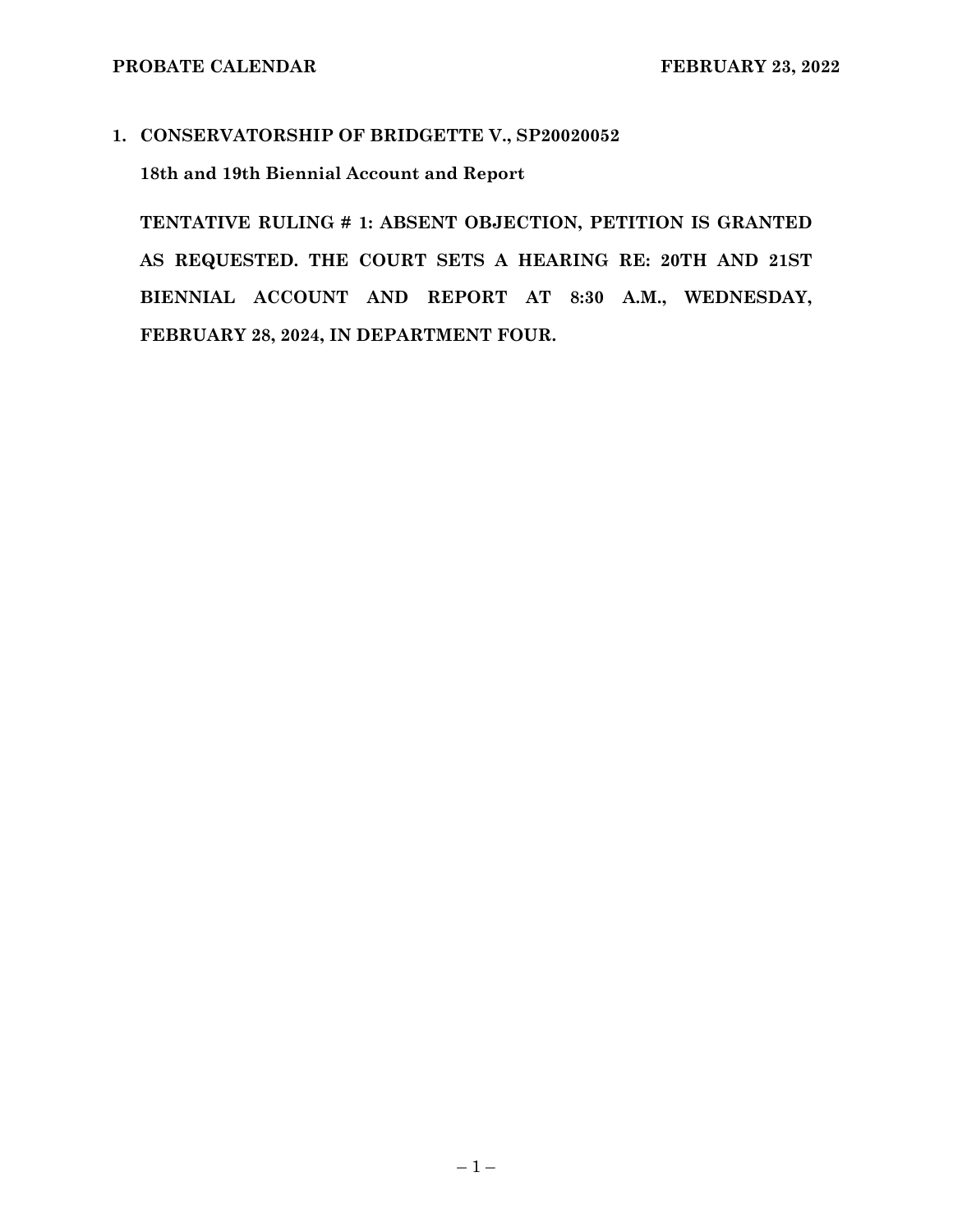**1. CONSERVATORSHIP OF BRIDGETTE V., SP20020052**

**18th and 19th Biennial Account and Report**

**TENTATIVE RULING # 1: ABSENT OBJECTION, PETITION IS GRANTED AS REQUESTED. THE COURT SETS A HEARING RE: 20TH AND 21ST BIENNIAL ACCOUNT AND REPORT AT 8:30 A.M., WEDNESDAY, FEBRUARY 28, 2024, IN DEPARTMENT FOUR.**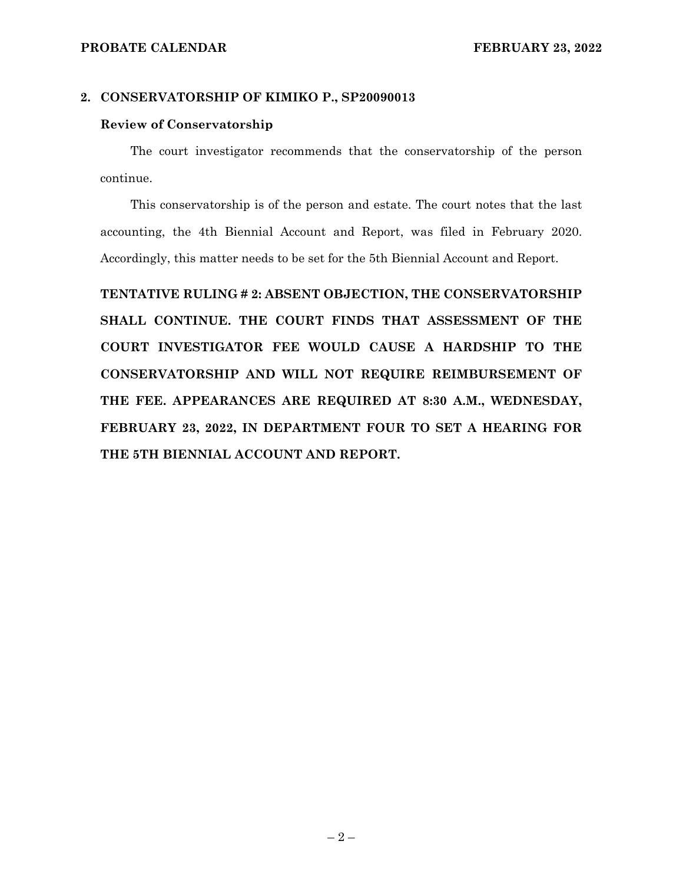## 2. CONSERVATORSHIP OF KIMIKO P., SP20090013

### Review of Conservatorship

The court investigator recommends that the conservatorship of the person continue.

This conservatorship is of the person and estate. The court notes that the last accounting, the 4th Biennial Account and Report, was filed in February 2020. Accordingly, this matter needs to be set for the 5th Biennial Account and Report.

**TENTATIVE RULING # 2: ABSENT OBJECTION, THE CONSERVATORSHIP SHALL CONTINUE. THE COURT FINDS THAT ASSESSMENT OF THE COURT INVESTIGATOR FEE WOULD CAUSE A HARDSHIP TO THE CONSERVATORSHIP AND WILL NOT REQUIRE REIMBURSEMENT OF THE FEE. APPEARANCES ARE REQUIRED AT 8:30 A.M., WEDNESDAY, FEBRUARY 23, 2022, IN DEPARTMENT FOUR TO SET A HEARING FOR THE 5TH BIENNIAL ACCOUNT AND REPORT.**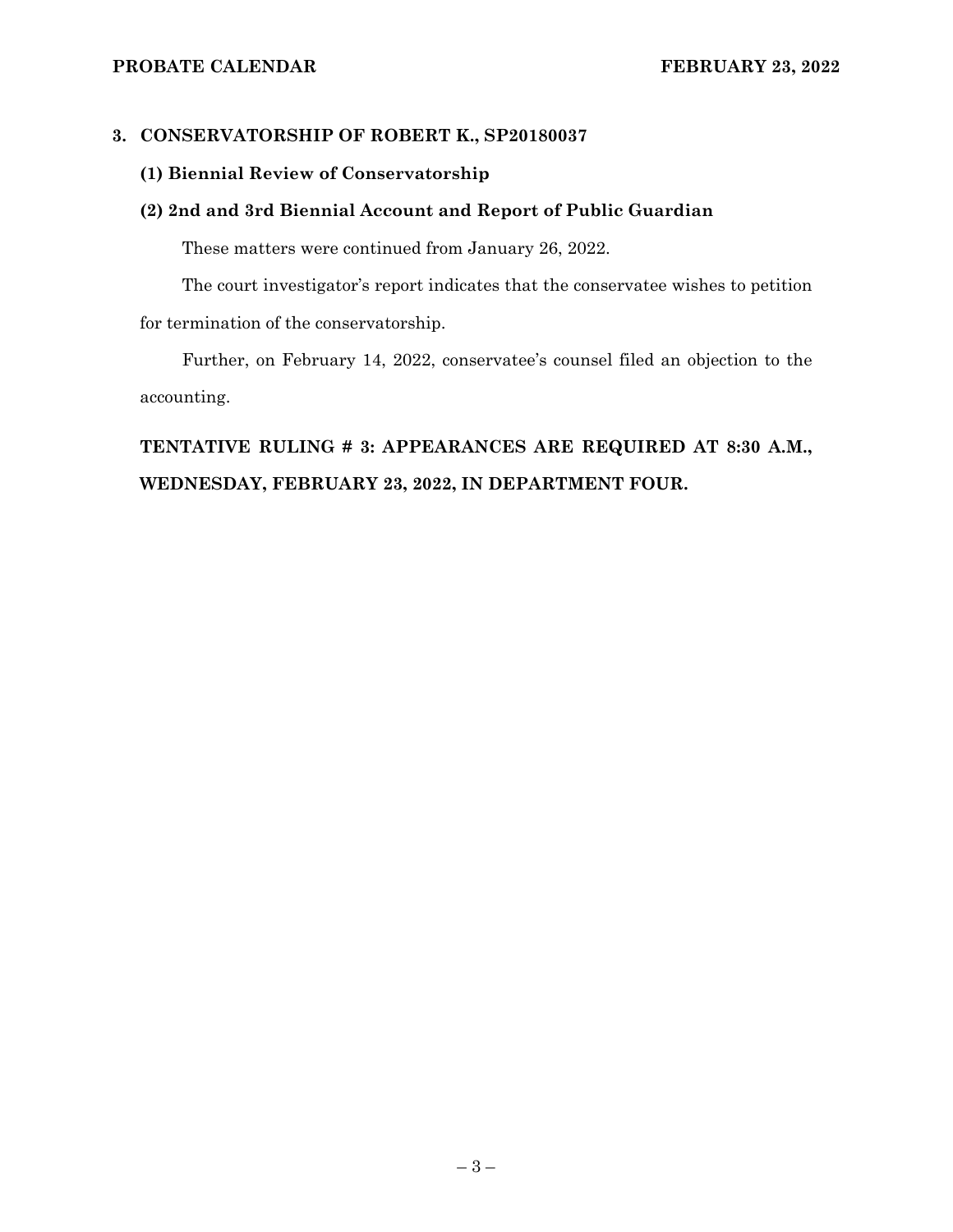## 3. CONSERVATORSHIP OF ROBERT K., SP20180037

### (1) Biennial Review of Conservatorship

### (2) 2nd and 3rd Biennial Account and Report of Public Guardian

These matters were continued from January 26, 2022.

The court investigator's report indicates that the conservatee wishes to petition for termination of the conservatorship.

Further, on February 14, 2022, conservatee's counsel filed an objection to the accounting.

**TENTATIVE RULING # 3: APPEARANCES ARE REQUIRED AT 8:30 A.M., WEDNESDAY, FEBRUARY 23, 2022, IN DEPARTMENT FOUR.**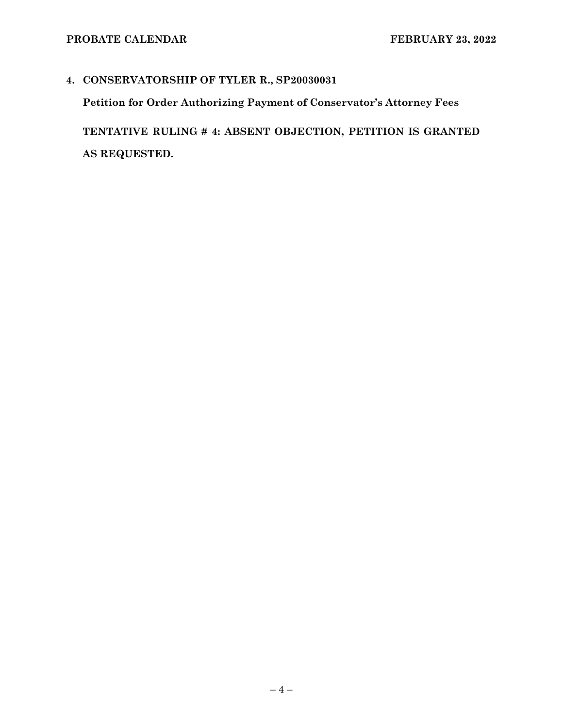**4. CONSERVATORSHIP OF TYLER R., SP20030031**

**Petition for Order Authorizing Payment of Conservator's Attorney Fees**

**TENTATIVE RULING # 4: ABSENT OBJECTION, PETITION IS GRANTED AS REQUESTED.**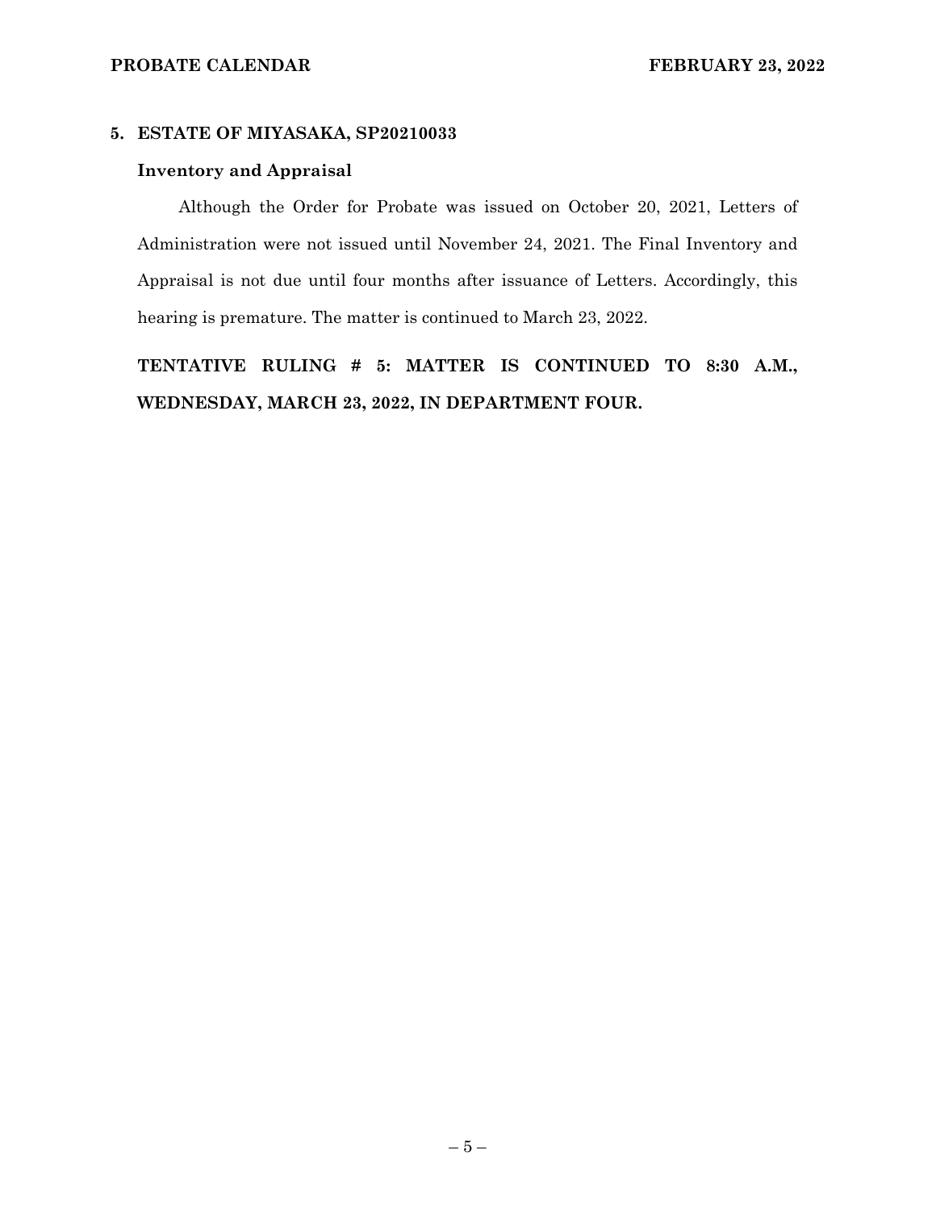### 5. ESTATE OF MIYASAKA, SP20210033

**Inventory and Appraisal**

Although the Order for Probate was issued on October 20, 2021, Letters of Administration were not issued until November 24, 2021. The Final Inventory and Appraisal is not due until four months after issuance of Letters. Accordingly, this hearing is premature. The matter is continued to March 23, 2022.

**TENTATIVE RULING # 5: MATTER IS CONTINUED TO 8:30 A.M., WEDNESDAY, MARCH 23, 2022, IN DEPARTMENT FOUR.**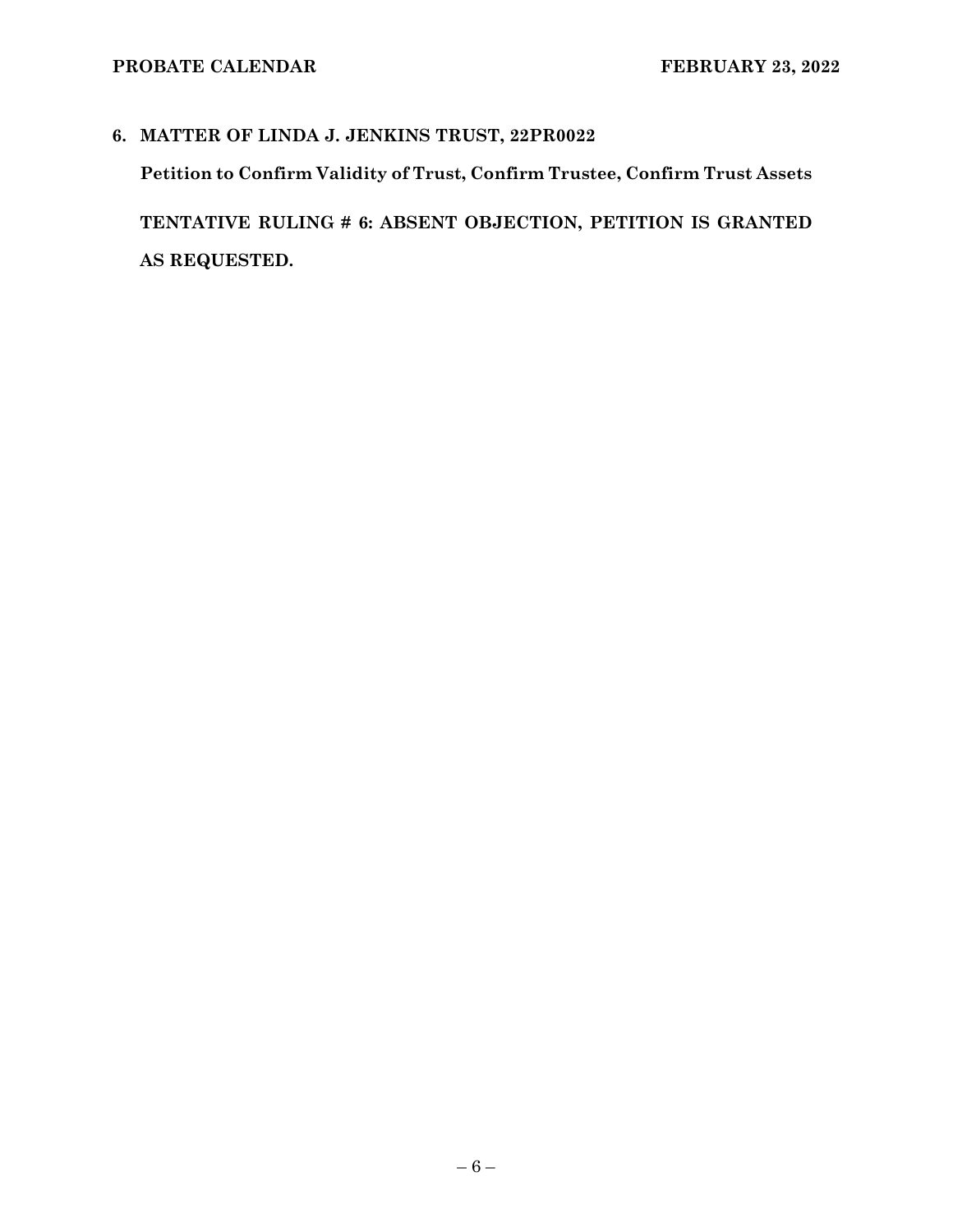**6. MATTER OF LINDA J. JENKINS TRUST, 22PR0022**

**Petition to Confirm Validity of Trust, Confirm Trustee, Confirm Trust Assets**

**TENTATIVE RULING # 6: ABSENT OBJECTION, PETITION IS GRANTED AS REQUESTED.**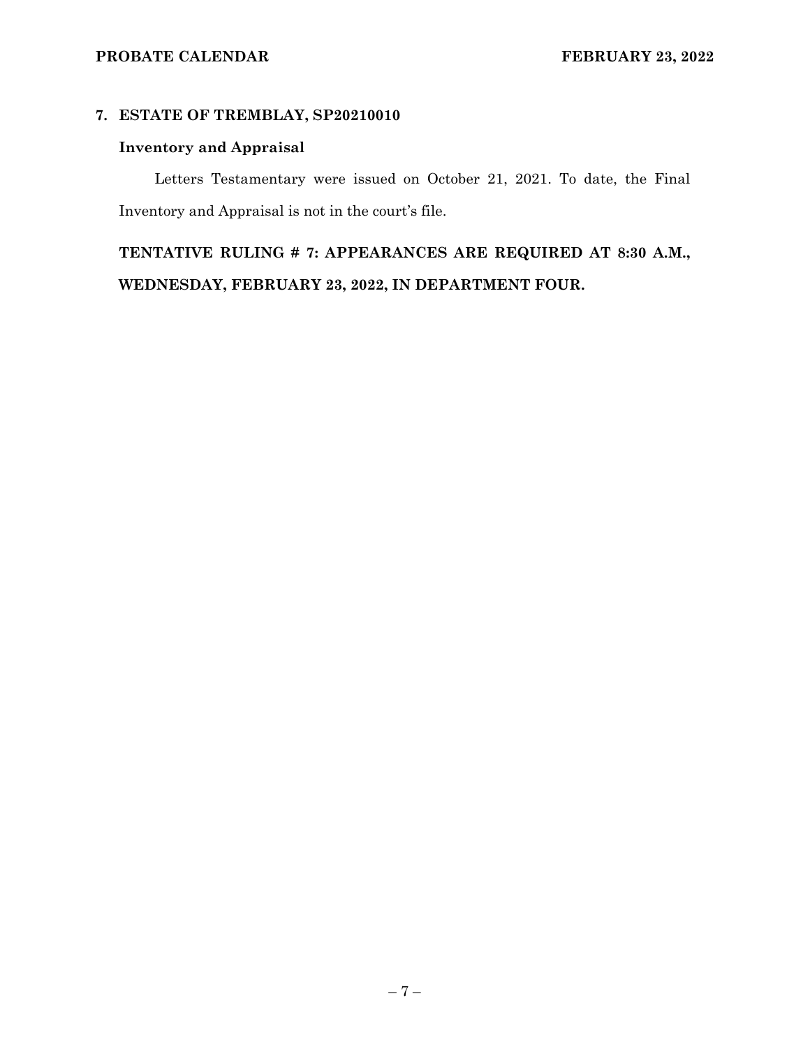## 7. ESTATE OF TREMBLAY, SP20210010

### Inventory and Appraisal

Letters Testamentary were issued on October 21, 2021. To date, the Final Inventory and Appraisal is not in the court's file.

**TENTATIVE RULING # 7: APPEARANCES ARE REQUIRED AT 8:30 A.M., WEDNESDAY, FEBRUARY 23, 2022, IN DEPARTMENT FOUR.**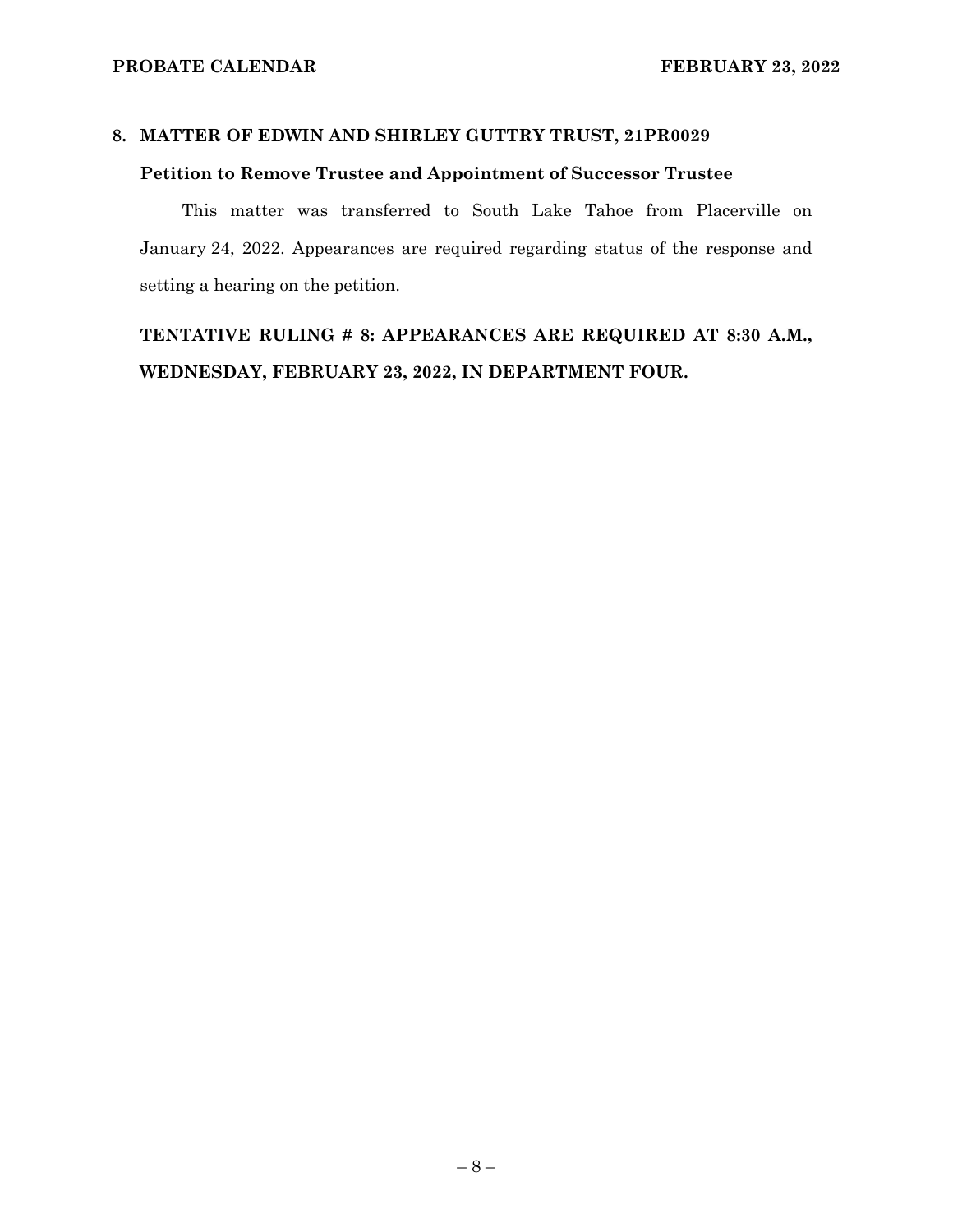## 8. MATTER OF EDWIN AND SHIRLEY GUTTRY TRUST, 21PR0029

### Petition to Remove Trustee and Appointment of Successor Trustee

This matter was transferred to South Lake Tahoe from Placerville on January 24, 2022. Appearances are required regarding status of the response and setting a hearing on the petition.

**TENTATIVE RULING # 8: APPEARANCES ARE REQUIRED AT 8:30 A.M., WEDNESDAY, FEBRUARY 23, 2022, IN DEPARTMENT FOUR.**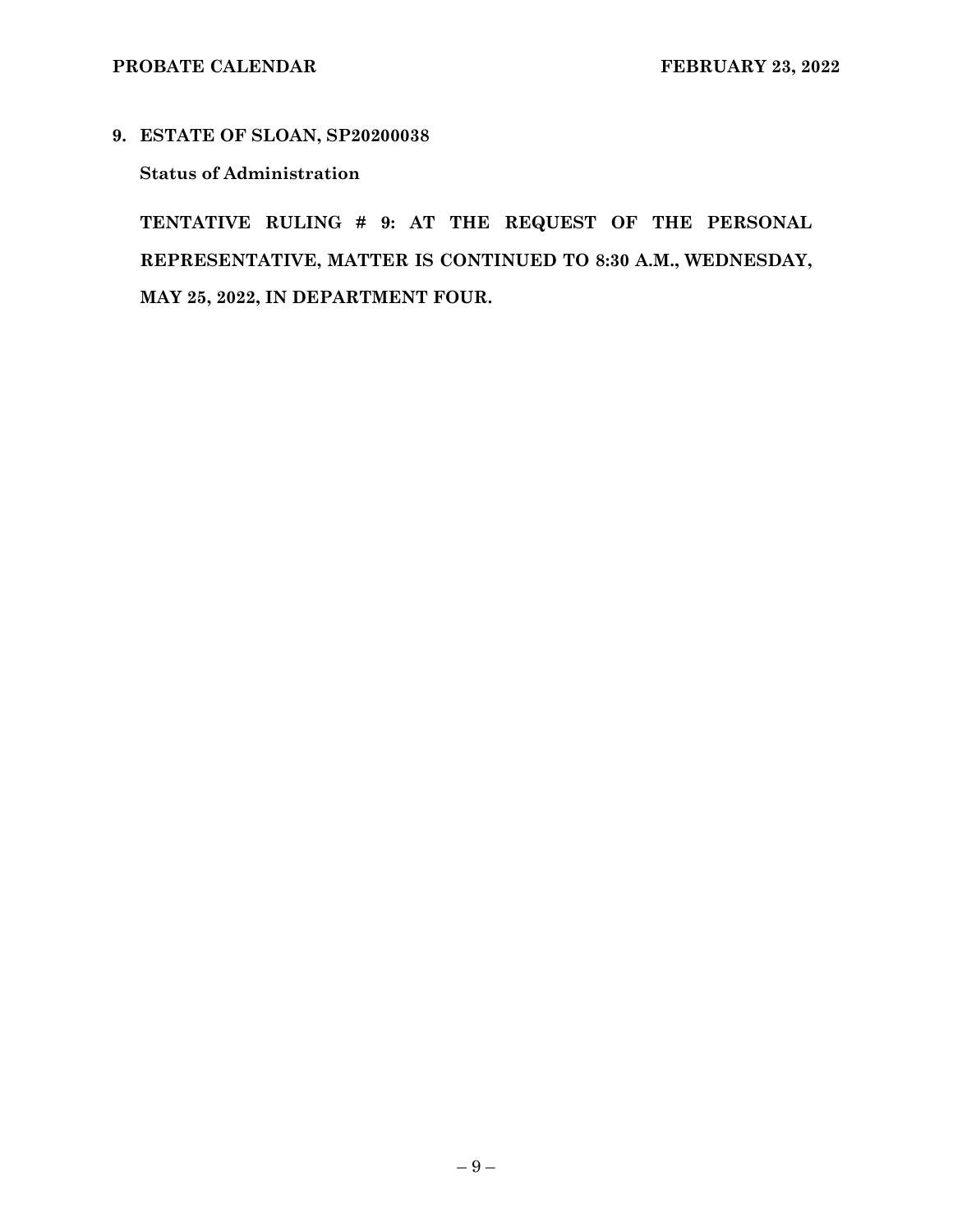**9. ESTATE OF SLOAN, SP20200038**

**Status of Administration**

**TENTATIVE RULING # 9: AT THE REQUEST OF THE PERSONAL REPRESENTATIVE, MATTER IS CONTINUED TO 8:30 A.M., WEDNESDAY, MAY 25, 2022, IN DEPARTMENT FOUR.**